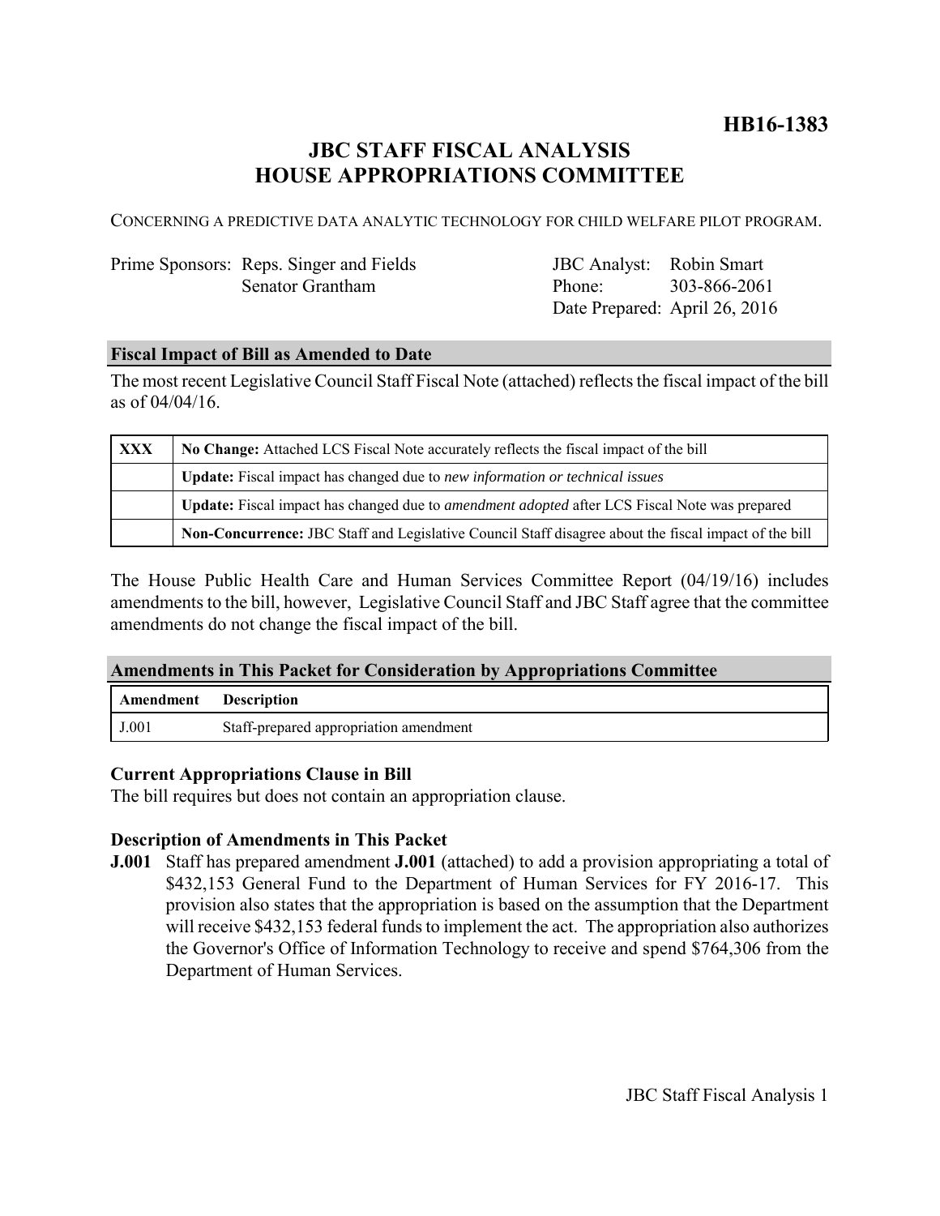**HB16-1383**

# JBC STAFF FISCAL ANALYSIS
# HOUSE APPROPRIATIONS COMMITTEE

CONCERNING A PREDICTIVE DATA ANALYTIC TECHNOLOGY FOR CHILD WELFARE PILOT PROGRAM.

| | | | |
|---|---|---|---|
| Prime Sponsors: | Reps. Singer and Fields | JBC Analyst: | Robin Smart |
| | Senator Grantham | Phone: | 303-866-2061 |
| | | Date Prepared: | April 26, 2016 |

## Fiscal Impact of Bill as Amended to Date

The most recent Legislative Council Staff Fiscal Note (attached) reflects the fiscal impact of the bill as of 04/04/16.

| | |
|---|---|
| **XXX** | **No Change:** Attached LCS Fiscal Note accurately reflects the fiscal impact of the bill |
| | **Update:** Fiscal impact has changed due to *new information or technical issues* |
| | **Update:** Fiscal impact has changed due to *amendment adopted* after LCS Fiscal Note was prepared |
| | **Non-Concurrence:** JBC Staff and Legislative Council Staff disagree about the fiscal impact of the bill |

The House Public Health Care and Human Services Committee Report (04/19/16) includes amendments to the bill, however, Legislative Council Staff and JBC Staff agree that the committee amendments do not change the fiscal impact of the bill.

## Amendments in This Packet for Consideration by Appropriations Committee

| Amendment | Description |
|---|---|
| J.001 | Staff-prepared appropriation amendment |

### Current Appropriations Clause in Bill

The bill requires but does not contain an appropriation clause.

### Description of Amendments in This Packet

**J.001** Staff has prepared amendment **J.001** (attached) to add a provision appropriating a total of $432,153 General Fund to the Department of Human Services for FY 2016-17. This provision also states that the appropriation is based on the assumption that the Department will receive $432,153 federal funds to implement the act. The appropriation also authorizes the Governor's Office of Information Technology to receive and spend $764,306 from the Department of Human Services.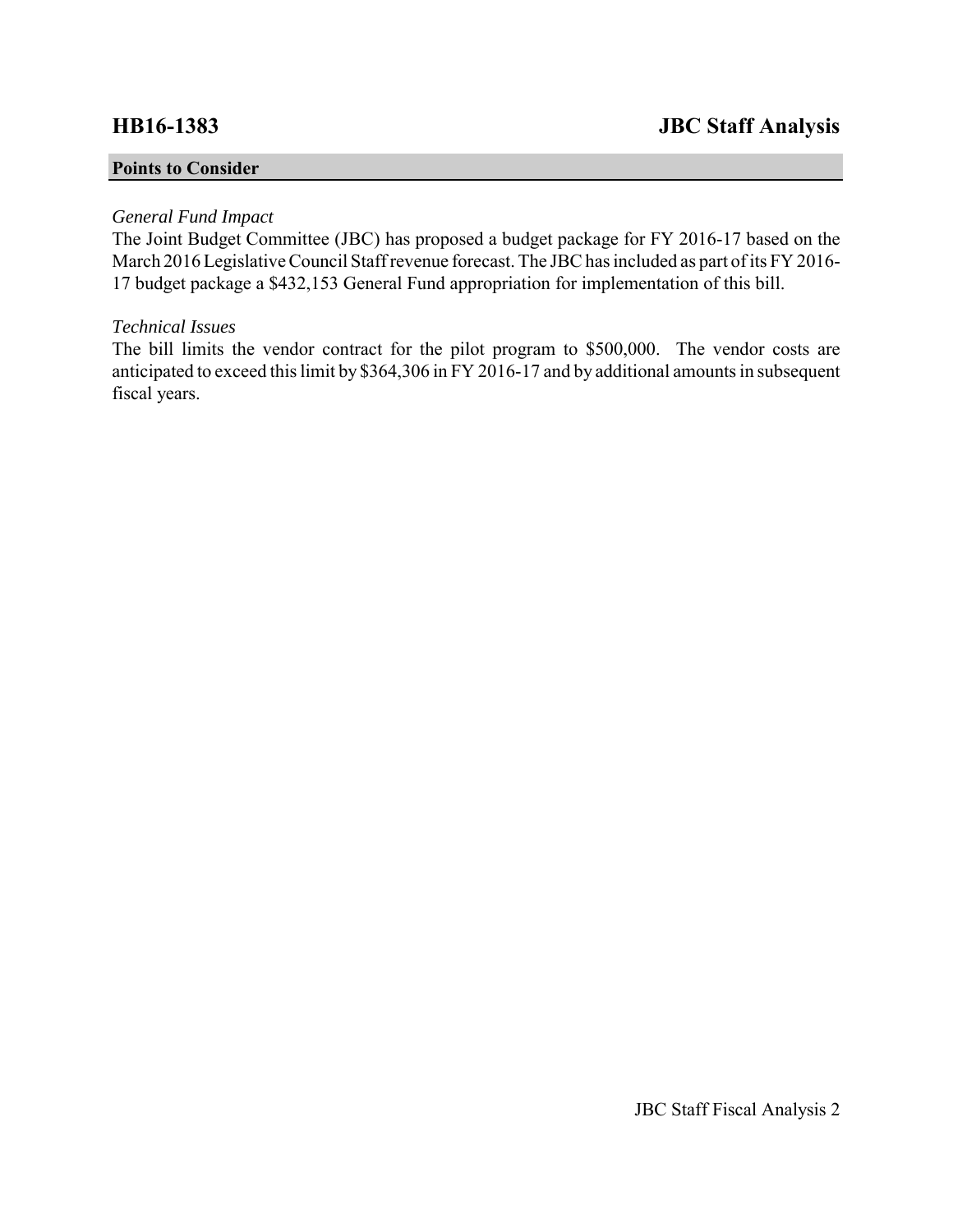## Points to Consider

*General Fund Impact*
The Joint Budget Committee (JBC) has proposed a budget package for FY 2016-17 based on the March 2016 Legislative Council Staff revenue forecast. The JBC has included as part of its FY 2016-17 budget package a $432,153 General Fund appropriation for implementation of this bill.

*Technical Issues*
The bill limits the vendor contract for the pilot program to $500,000. The vendor costs are anticipated to exceed this limit by $364,306 in FY 2016-17 and by additional amounts in subsequent fiscal years.